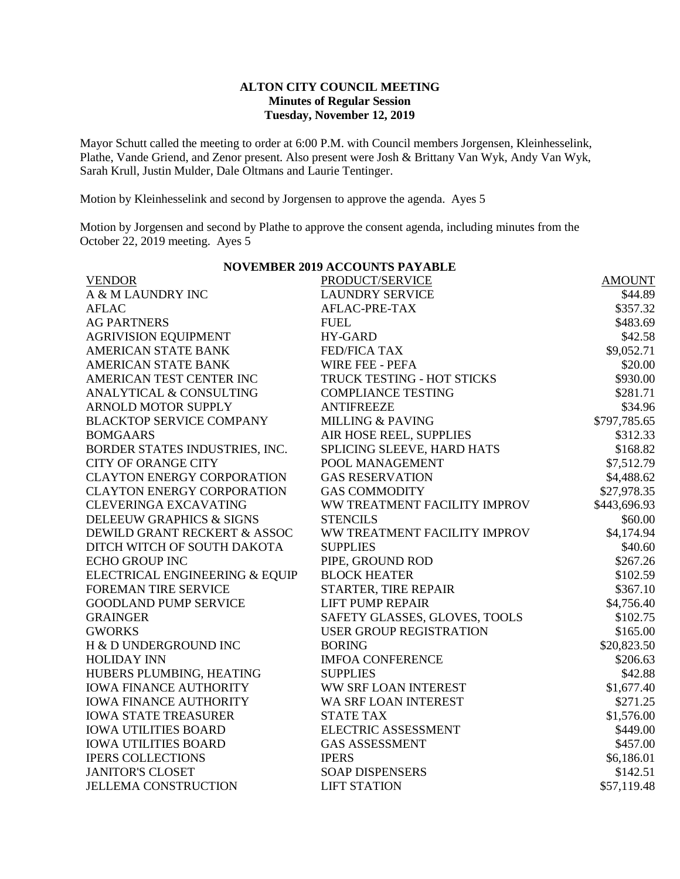**ALTON CITY COUNCIL MEETING**
**Minutes of Regular Session**
**Tuesday, November 12, 2019**

Mayor Schutt called the meeting to order at 6:00 P.M. with Council members Jorgensen, Kleinhesselink, Plathe, Vande Griend, and Zenor present. Also present were Josh & Brittany Van Wyk, Andy Van Wyk, Sarah Krull, Justin Mulder, Dale Oltmans and Laurie Tentinger.

Motion by Kleinhesselink and second by Jorgensen to approve the agenda. Ayes 5

Motion by Jorgensen and second by Plathe to approve the consent agenda, including minutes from the October 22, 2019 meeting. Ayes 5

**NOVEMBER 2019 ACCOUNTS PAYABLE**

| VENDOR | PRODUCT/SERVICE | AMOUNT |
|---|---|---|
| A & M LAUNDRY INC | LAUNDRY SERVICE | \$44.89 |
| AFLAC | AFLAC-PRE-TAX | \$357.32 |
| AG PARTNERS | FUEL | \$483.69 |
| AGRIVISION EQUIPMENT | HY-GARD | \$42.58 |
| AMERICAN STATE BANK | FED/FICA TAX | \$9,052.71 |
| AMERICAN STATE BANK | WIRE FEE - PEFA | \$20.00 |
| AMERICAN TEST CENTER INC | TRUCK TESTING - HOT STICKS | \$930.00 |
| ANALYTICAL & CONSULTING | COMPLIANCE TESTING | \$281.71 |
| ARNOLD MOTOR SUPPLY | ANTIFREEZE | \$34.96 |
| BLACKTOP SERVICE COMPANY | MILLING & PAVING | \$797,785.65 |
| BOMGAARS | AIR HOSE REEL, SUPPLIES | \$312.33 |
| BORDER STATES INDUSTRIES, INC. | SPLICING SLEEVE, HARD HATS | \$168.82 |
| CITY OF ORANGE CITY | POOL MANAGEMENT | \$7,512.79 |
| CLAYTON ENERGY CORPORATION | GAS RESERVATION | \$4,488.62 |
| CLAYTON ENERGY CORPORATION | GAS COMMODITY | \$27,978.35 |
| CLEVERINGA EXCAVATING | WW TREATMENT FACILITY IMPROV | \$443,696.93 |
| DELEEUW GRAPHICS & SIGNS | STENCILS | \$60.00 |
| DEWILD GRANT RECKERT & ASSOC | WW TREATMENT FACILITY IMPROV | \$4,174.94 |
| DITCH WITCH OF SOUTH DAKOTA | SUPPLIES | \$40.60 |
| ECHO GROUP INC | PIPE, GROUND ROD | \$267.26 |
| ELECTRICAL ENGINEERING & EQUIP | BLOCK HEATER | \$102.59 |
| FOREMAN TIRE SERVICE | STARTER, TIRE REPAIR | \$367.10 |
| GOODLAND PUMP SERVICE | LIFT PUMP REPAIR | \$4,756.40 |
| GRAINGER | SAFETY GLASSES, GLOVES, TOOLS | \$102.75 |
| GWORKS | USER GROUP REGISTRATION | \$165.00 |
| H & D UNDERGROUND INC | BORING | \$20,823.50 |
| HOLIDAY INN | IMFOA CONFERENCE | \$206.63 |
| HUBERS PLUMBING, HEATING | SUPPLIES | \$42.88 |
| IOWA FINANCE AUTHORITY | WW SRF LOAN INTEREST | \$1,677.40 |
| IOWA FINANCE AUTHORITY | WA SRF LOAN INTEREST | \$271.25 |
| IOWA STATE TREASURER | STATE TAX | \$1,576.00 |
| IOWA UTILITIES BOARD | ELECTRIC ASSESSMENT | \$449.00 |
| IOWA UTILITIES BOARD | GAS ASSESSMENT | \$457.00 |
| IPERS COLLECTIONS | IPERS | \$6,186.01 |
| JANITOR'S CLOSET | SOAP DISPENSERS | \$142.51 |
| JELLEMA CONSTRUCTION | LIFT STATION | \$57,119.48 |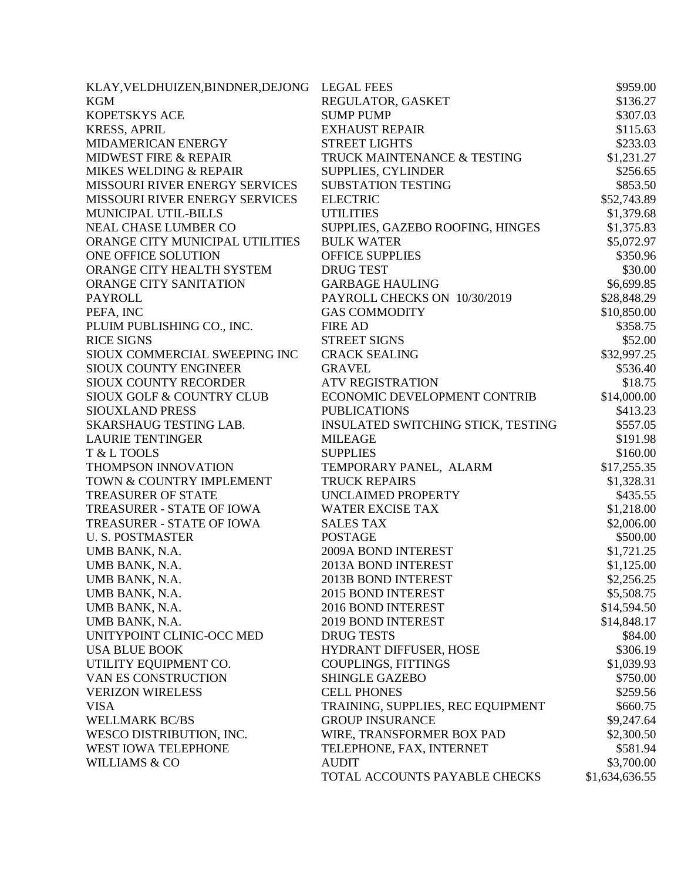| | | |
|---|---|---|
| KLAY,VELDHUIZEN,BINDNER,DEJONG | LEGAL FEES | $959.00 |
| KGM | REGULATOR, GASKET | $136.27 |
| KOPETSKYS ACE | SUMP PUMP | $307.03 |
| KRESS, APRIL | EXHAUST REPAIR | $115.63 |
| MIDAMERICAN ENERGY | STREET LIGHTS | $233.03 |
| MIDWEST FIRE & REPAIR | TRUCK MAINTENANCE & TESTING | $1,231.27 |
| MIKES WELDING & REPAIR | SUPPLIES, CYLINDER | $256.65 |
| MISSOURI RIVER ENERGY SERVICES | SUBSTATION TESTING | $853.50 |
| MISSOURI RIVER ENERGY SERVICES | ELECTRIC | $52,743.89 |
| MUNICIPAL UTIL-BILLS | UTILITIES | $1,379.68 |
| NEAL CHASE LUMBER CO | SUPPLIES, GAZEBO ROOFING, HINGES | $1,375.83 |
| ORANGE CITY MUNICIPAL UTILITIES | BULK WATER | $5,072.97 |
| ONE OFFICE SOLUTION | OFFICE SUPPLIES | $350.96 |
| ORANGE CITY HEALTH SYSTEM | DRUG TEST | $30.00 |
| ORANGE CITY SANITATION | GARBAGE HAULING | $6,699.85 |
| PAYROLL | PAYROLL CHECKS ON 10/30/2019 | $28,848.29 |
| PEFA, INC | GAS COMMODITY | $10,850.00 |
| PLUIM PUBLISHING CO., INC. | FIRE AD | $358.75 |
| RICE SIGNS | STREET SIGNS | $52.00 |
| SIOUX COMMERCIAL SWEEPING INC | CRACK SEALING | $32,997.25 |
| SIOUX COUNTY ENGINEER | GRAVEL | $536.40 |
| SIOUX COUNTY RECORDER | ATV REGISTRATION | $18.75 |
| SIOUX GOLF & COUNTRY CLUB | ECONOMIC DEVELOPMENT CONTRIB | $14,000.00 |
| SIOUXLAND PRESS | PUBLICATIONS | $413.23 |
| SKARSHAUG TESTING LAB. | INSULATED SWITCHING STICK, TESTING | $557.05 |
| LAURIE TENTINGER | MILEAGE | $191.98 |
| T & L TOOLS | SUPPLIES | $160.00 |
| THOMPSON INNOVATION | TEMPORARY PANEL, ALARM | $17,255.35 |
| TOWN & COUNTRY IMPLEMENT | TRUCK REPAIRS | $1,328.31 |
| TREASURER OF STATE | UNCLAIMED PROPERTY | $435.55 |
| TREASURER - STATE OF IOWA | WATER EXCISE TAX | $1,218.00 |
| TREASURER - STATE OF IOWA | SALES TAX | $2,006.00 |
| U. S. POSTMASTER | POSTAGE | $500.00 |
| UMB BANK, N.A. | 2009A BOND INTEREST | $1,721.25 |
| UMB BANK, N.A. | 2013A BOND INTEREST | $1,125.00 |
| UMB BANK, N.A. | 2013B BOND INTEREST | $2,256.25 |
| UMB BANK, N.A. | 2015 BOND INTEREST | $5,508.75 |
| UMB BANK, N.A. | 2016 BOND INTEREST | $14,594.50 |
| UMB BANK, N.A. | 2019 BOND INTEREST | $14,848.17 |
| UNITYPOINT CLINIC-OCC MED | DRUG TESTS | $84.00 |
| USA BLUE BOOK | HYDRANT DIFFUSER, HOSE | $306.19 |
| UTILITY EQUIPMENT CO. | COUPLINGS, FITTINGS | $1,039.93 |
| VAN ES CONSTRUCTION | SHINGLE GAZEBO | $750.00 |
| VERIZON WIRELESS | CELL PHONES | $259.56 |
| VISA | TRAINING, SUPPLIES, REC EQUIPMENT | $660.75 |
| WELLMARK BC/BS | GROUP INSURANCE | $9,247.64 |
| WESCO DISTRIBUTION, INC. | WIRE, TRANSFORMER BOX PAD | $2,300.50 |
| WEST IOWA TELEPHONE | TELEPHONE, FAX, INTERNET | $581.94 |
| WILLIAMS & CO | AUDIT | $3,700.00 |
| | TOTAL ACCOUNTS PAYABLE CHECKS | $1,634,636.55 |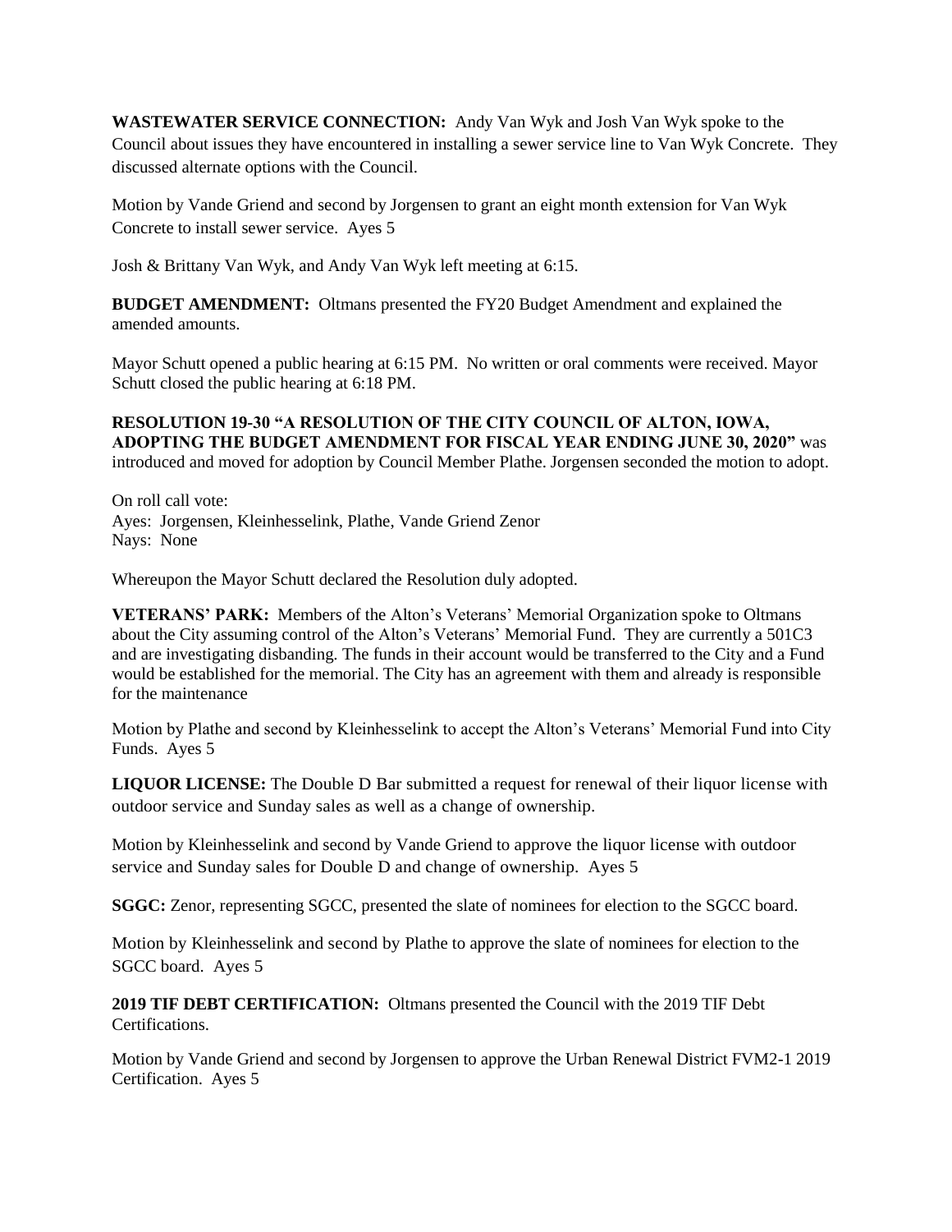**WASTEWATER SERVICE CONNECTION:** Andy Van Wyk and Josh Van Wyk spoke to the Council about issues they have encountered in installing a sewer service line to Van Wyk Concrete. They discussed alternate options with the Council.

Motion by Vande Griend and second by Jorgensen to grant an eight month extension for Van Wyk Concrete to install sewer service. Ayes 5

Josh & Brittany Van Wyk, and Andy Van Wyk left meeting at 6:15.

**BUDGET AMENDMENT:** Oltmans presented the FY20 Budget Amendment and explained the amended amounts.

Mayor Schutt opened a public hearing at 6:15 PM. No written or oral comments were received. Mayor Schutt closed the public hearing at 6:18 PM.

**RESOLUTION 19-30 "A RESOLUTION OF THE CITY COUNCIL OF ALTON, IOWA, ADOPTING THE BUDGET AMENDMENT FOR FISCAL YEAR ENDING JUNE 30, 2020"** was introduced and moved for adoption by Council Member Plathe. Jorgensen seconded the motion to adopt.

On roll call vote:
Ayes: Jorgensen, Kleinhesselink, Plathe, Vande Griend Zenor
Nays: None

Whereupon the Mayor Schutt declared the Resolution duly adopted.

**VETERANS' PARK:** Members of the Alton's Veterans' Memorial Organization spoke to Oltmans about the City assuming control of the Alton's Veterans' Memorial Fund. They are currently a 501C3 and are investigating disbanding. The funds in their account would be transferred to the City and a Fund would be established for the memorial. The City has an agreement with them and already is responsible for the maintenance

Motion by Plathe and second by Kleinhesselink to accept the Alton's Veterans' Memorial Fund into City Funds. Ayes 5

**LIQUOR LICENSE:** The Double D Bar submitted a request for renewal of their liquor license with outdoor service and Sunday sales as well as a change of ownership.

Motion by Kleinhesselink and second by Vande Griend to approve the liquor license with outdoor service and Sunday sales for Double D and change of ownership. Ayes 5

**SGGC:** Zenor, representing SGCC, presented the slate of nominees for election to the SGCC board.

Motion by Kleinhesselink and second by Plathe to approve the slate of nominees for election to the SGCC board. Ayes 5

**2019 TIF DEBT CERTIFICATION:** Oltmans presented the Council with the 2019 TIF Debt Certifications.

Motion by Vande Griend and second by Jorgensen to approve the Urban Renewal District FVM2-1 2019 Certification. Ayes 5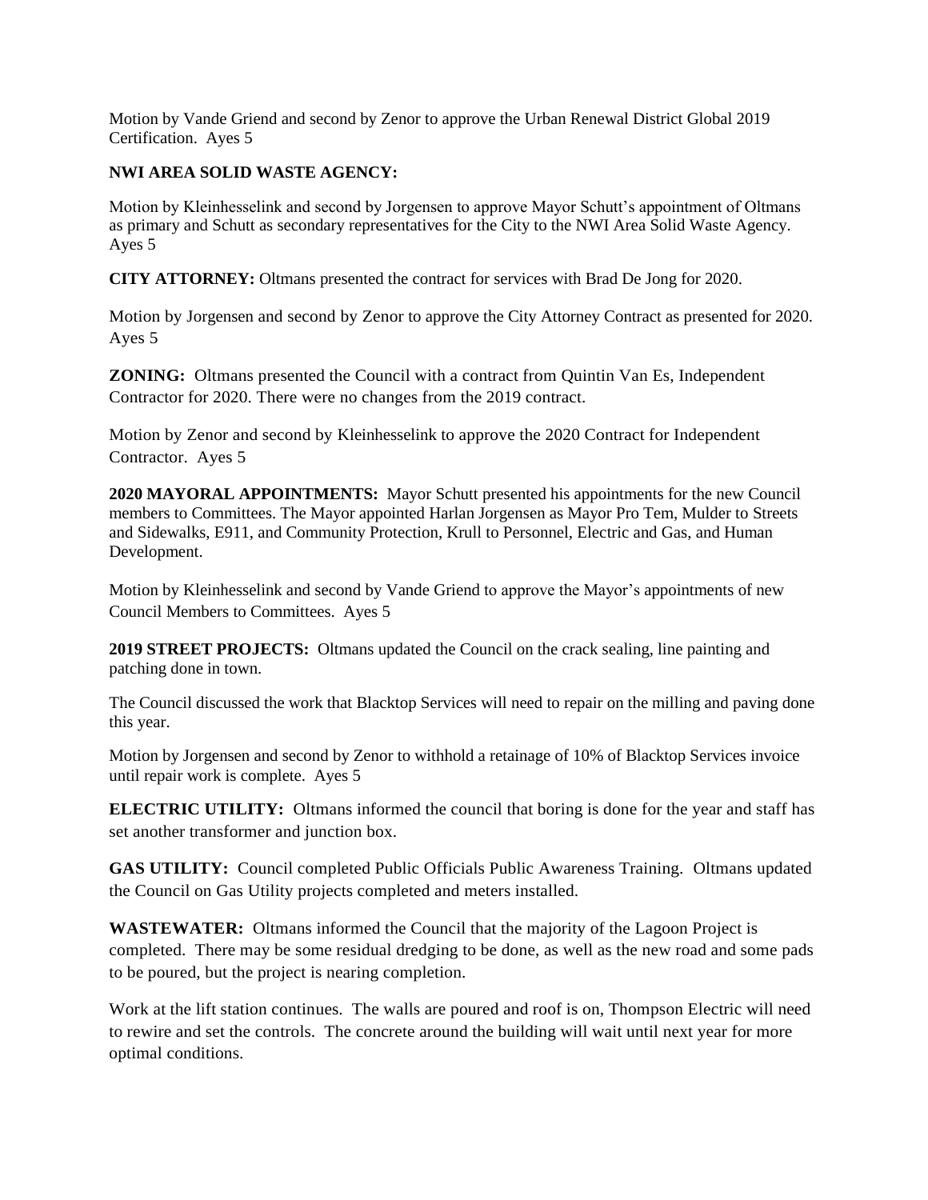Motion by Vande Griend and second by Zenor to approve the Urban Renewal District Global 2019 Certification. Ayes 5

**NWI AREA SOLID WASTE AGENCY:**

Motion by Kleinhesselink and second by Jorgensen to approve Mayor Schutt's appointment of Oltmans as primary and Schutt as secondary representatives for the City to the NWI Area Solid Waste Agency. Ayes 5

**CITY ATTORNEY:** Oltmans presented the contract for services with Brad De Jong for 2020.

Motion by Jorgensen and second by Zenor to approve the City Attorney Contract as presented for 2020. Ayes 5

**ZONING:** Oltmans presented the Council with a contract from Quintin Van Es, Independent Contractor for 2020. There were no changes from the 2019 contract.

Motion by Zenor and second by Kleinhesselink to approve the 2020 Contract for Independent Contractor. Ayes 5

**2020 MAYORAL APPOINTMENTS:** Mayor Schutt presented his appointments for the new Council members to Committees. The Mayor appointed Harlan Jorgensen as Mayor Pro Tem, Mulder to Streets and Sidewalks, E911, and Community Protection, Krull to Personnel, Electric and Gas, and Human Development.

Motion by Kleinhesselink and second by Vande Griend to approve the Mayor's appointments of new Council Members to Committees. Ayes 5

**2019 STREET PROJECTS:** Oltmans updated the Council on the crack sealing, line painting and patching done in town.

The Council discussed the work that Blacktop Services will need to repair on the milling and paving done this year.

Motion by Jorgensen and second by Zenor to withhold a retainage of 10% of Blacktop Services invoice until repair work is complete. Ayes 5

**ELECTRIC UTILITY:** Oltmans informed the council that boring is done for the year and staff has set another transformer and junction box.

**GAS UTILITY:** Council completed Public Officials Public Awareness Training. Oltmans updated the Council on Gas Utility projects completed and meters installed.

**WASTEWATER:** Oltmans informed the Council that the majority of the Lagoon Project is completed. There may be some residual dredging to be done, as well as the new road and some pads to be poured, but the project is nearing completion.

Work at the lift station continues. The walls are poured and roof is on, Thompson Electric will need to rewire and set the controls. The concrete around the building will wait until next year for more optimal conditions.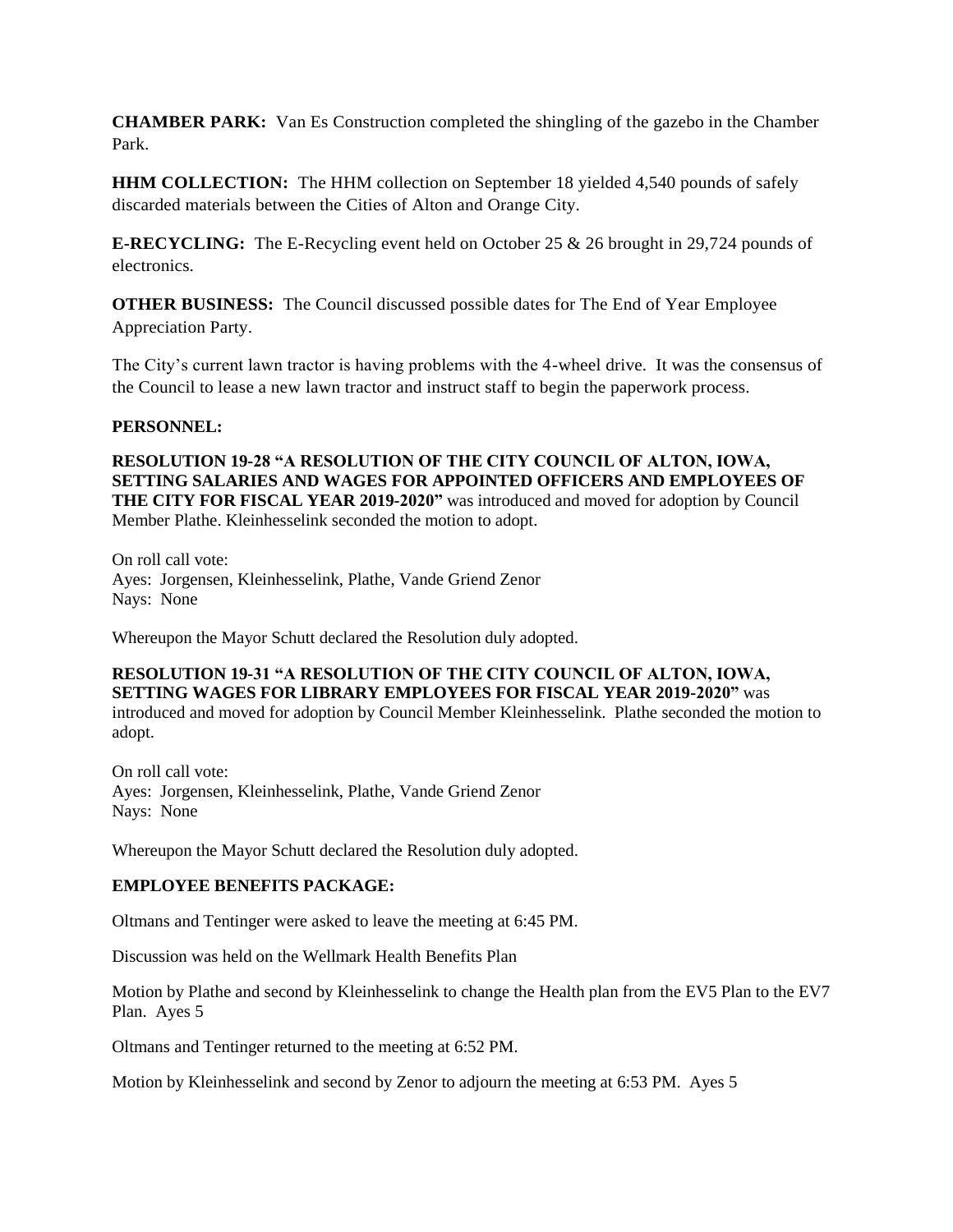**CHAMBER PARK:** Van Es Construction completed the shingling of the gazebo in the Chamber Park.

**HHM COLLECTION:** The HHM collection on September 18 yielded 4,540 pounds of safely discarded materials between the Cities of Alton and Orange City.

**E-RECYCLING:** The E-Recycling event held on October 25 & 26 brought in 29,724 pounds of electronics.

**OTHER BUSINESS:** The Council discussed possible dates for The End of Year Employee Appreciation Party.

The City's current lawn tractor is having problems with the 4-wheel drive. It was the consensus of the Council to lease a new lawn tractor and instruct staff to begin the paperwork process.

**PERSONNEL:**

**RESOLUTION 19-28 "A RESOLUTION OF THE CITY COUNCIL OF ALTON, IOWA, SETTING SALARIES AND WAGES FOR APPOINTED OFFICERS AND EMPLOYEES OF THE CITY FOR FISCAL YEAR 2019-2020"** was introduced and moved for adoption by Council Member Plathe. Kleinhesselink seconded the motion to adopt.

On roll call vote:
Ayes: Jorgensen, Kleinhesselink, Plathe, Vande Griend Zenor
Nays: None

Whereupon the Mayor Schutt declared the Resolution duly adopted.

**RESOLUTION 19-31 "A RESOLUTION OF THE CITY COUNCIL OF ALTON, IOWA, SETTING WAGES FOR LIBRARY EMPLOYEES FOR FISCAL YEAR 2019-2020"** was introduced and moved for adoption by Council Member Kleinhesselink. Plathe seconded the motion to adopt.

On roll call vote:
Ayes: Jorgensen, Kleinhesselink, Plathe, Vande Griend Zenor
Nays: None

Whereupon the Mayor Schutt declared the Resolution duly adopted.

**EMPLOYEE BENEFITS PACKAGE:**

Oltmans and Tentinger were asked to leave the meeting at 6:45 PM.

Discussion was held on the Wellmark Health Benefits Plan

Motion by Plathe and second by Kleinhesselink to change the Health plan from the EV5 Plan to the EV7 Plan. Ayes 5

Oltmans and Tentinger returned to the meeting at 6:52 PM.

Motion by Kleinhesselink and second by Zenor to adjourn the meeting at 6:53 PM. Ayes 5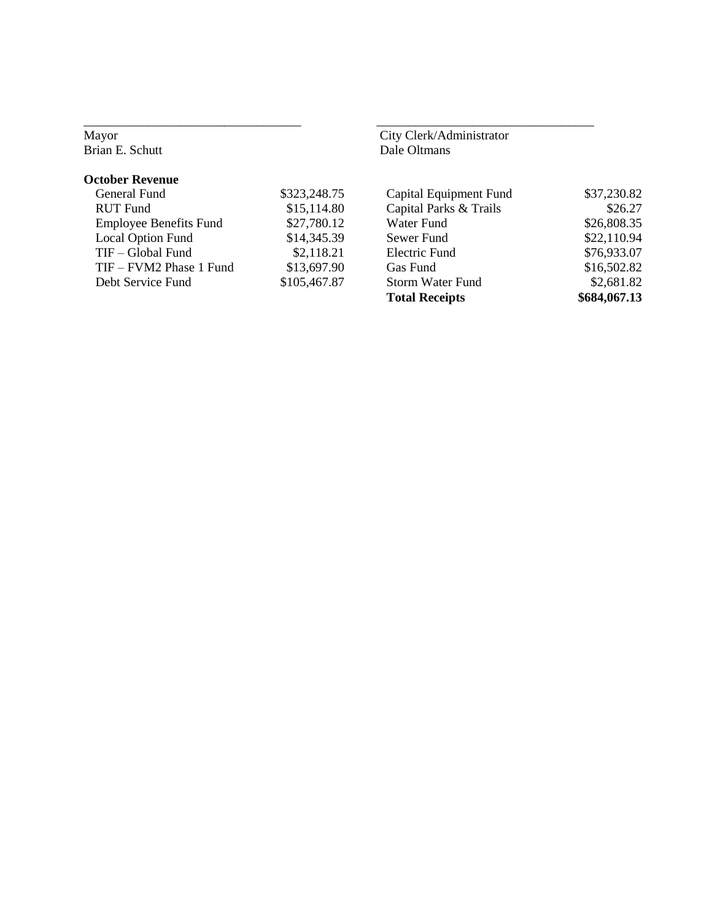\_\_\_\_\_\_\_\_\_\_\_\_\_\_\_\_\_\_\_\_\_\_\_\_\_\_\_\_\_\_\_\_\_\_
Mayor
Brian E. Schutt

\_\_\_\_\_\_\_\_\_\_\_\_\_\_\_\_\_\_\_\_\_\_\_\_\_\_\_\_\_\_\_\_\_\_
City Clerk/Administrator
Dale Oltmans

**October Revenue**

| | | | |
|---|---|---|---|
| General Fund | $323,248.75 | Capital Equipment Fund | $37,230.82 |
| RUT Fund | $15,114.80 | Capital Parks & Trails | $26.27 |
| Employee Benefits Fund | $27,780.12 | Water Fund | $26,808.35 |
| Local Option Fund | $14,345.39 | Sewer Fund | $22,110.94 |
| TIF – Global Fund | $2,118.21 | Electric Fund | $76,933.07 |
| TIF – FVM2 Phase 1 Fund | $13,697.90 | Gas Fund | $16,502.82 |
| Debt Service Fund | $105,467.87 | Storm Water Fund | $2,681.82 |
| | | **Total Receipts** | **$684,067.13** |